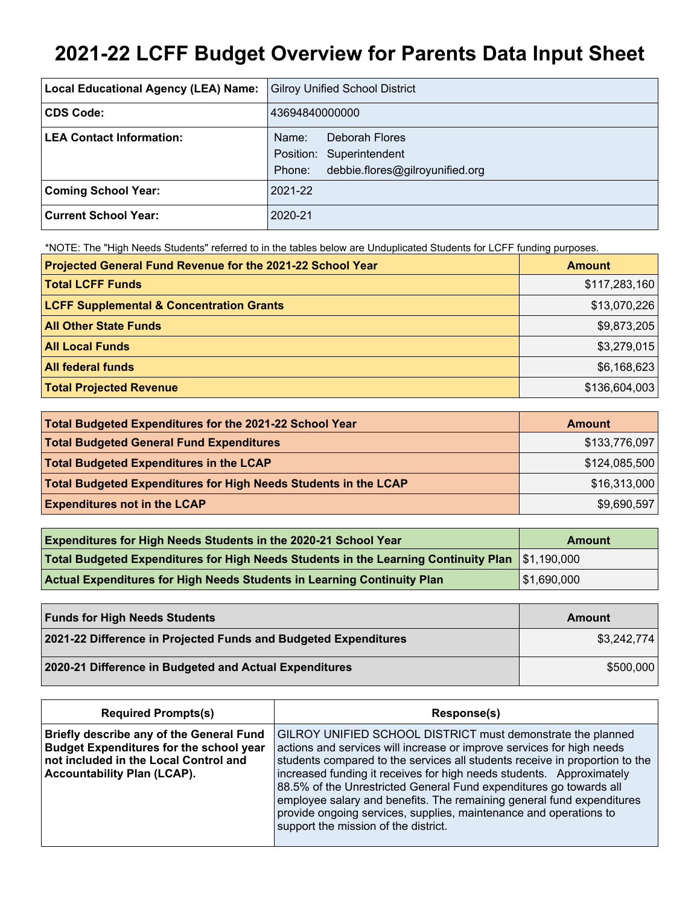# 2021-22 LCFF Budget Overview for Parents Data Input Sheet

| Local Educational Agency (LEA) Name: | Gilroy Unified School District |
|---|---|
| CDS Code: | 43694840000000 |
| LEA Contact Information: | Name: Deborah Flores<br>Position: Superintendent<br>Phone: debbie.flores@gilroyunified.org |
| Coming School Year: | 2021-22 |
| Current School Year: | 2020-21 |

*NOTE: The "High Needs Students" referred to in the tables below are Unduplicated Students for LCFF funding purposes.

| Projected General Fund Revenue for the 2021-22 School Year | Amount |
|---|---|
| Total LCFF Funds | $117,283,160 |
| LCFF Supplemental & Concentration Grants | $13,070,226 |
| All Other State Funds | $9,873,205 |
| All Local Funds | $3,279,015 |
| All federal funds | $6,168,623 |
| Total Projected Revenue | $136,604,003 |

| Total Budgeted Expenditures for the 2021-22 School Year | Amount |
|---|---|
| Total Budgeted General Fund Expenditures | $133,776,097 |
| Total Budgeted Expenditures in the LCAP | $124,085,500 |
| Total Budgeted Expenditures for High Needs Students in the LCAP | $16,313,000 |
| Expenditures not in the LCAP | $9,690,597 |

| Expenditures for High Needs Students in the 2020-21 School Year | Amount |
|---|---|
| Total Budgeted Expenditures for High Needs Students in the Learning Continuity Plan | $1,190,000 |
| Actual Expenditures for High Needs Students in Learning Continuity Plan | $1,690,000 |

| Funds for High Needs Students | Amount |
|---|---|
| 2021-22 Difference in Projected Funds and Budgeted Expenditures | $3,242,774 |
| 2020-21 Difference in Budgeted and Actual Expenditures | $500,000 |

| Required Prompts(s) | Response(s) |
|---|---|
| Briefly describe any of the General Fund Budget Expenditures for the school year not included in the Local Control and Accountability Plan (LCAP). | GILROY UNIFIED SCHOOL DISTRICT must demonstrate the planned actions and services will increase or improve services for high needs students compared to the services all students receive in proportion to the increased funding it receives for high needs students. Approximately 88.5% of the Unrestricted General Fund expenditures go towards all employee salary and benefits. The remaining general fund expenditures provide ongoing services, supplies, maintenance and operations to support the mission of the district. |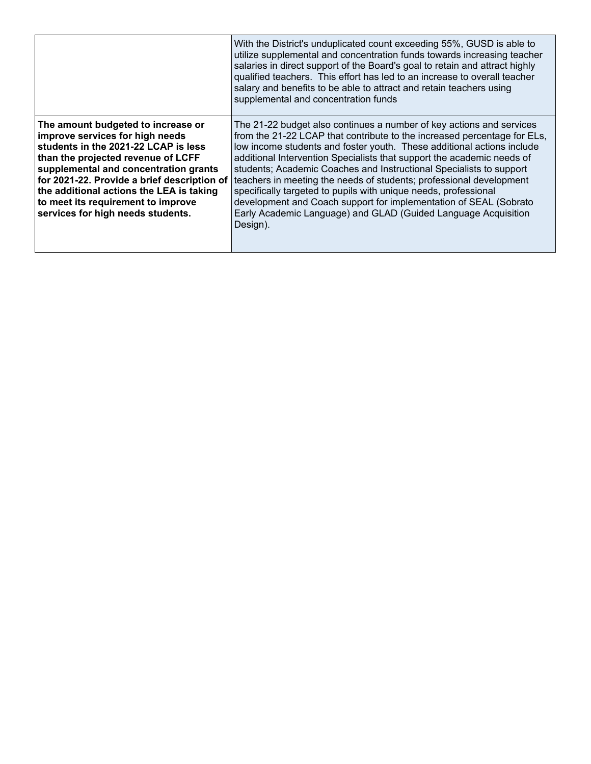|  |  |
|---|---|
|  | With the District's unduplicated count exceeding 55%, GUSD is able to utilize supplemental and concentration funds towards increasing teacher salaries in direct support of the Board's goal to retain and attract highly qualified teachers. This effort has led to an increase to overall teacher salary and benefits to be able to attract and retain teachers using supplemental and concentration funds |
| **The amount budgeted to increase or improve services for high needs students in the 2021-22 LCAP is less than the projected revenue of LCFF supplemental and concentration grants for 2021-22. Provide a brief description of the additional actions the LEA is taking to meet its requirement to improve services for high needs students.** | The 21-22 budget also continues a number of key actions and services from the 21-22 LCAP that contribute to the increased percentage for ELs, low income students and foster youth. These additional actions include additional Intervention Specialists that support the academic needs of students; Academic Coaches and Instructional Specialists to support teachers in meeting the needs of students; professional development specifically targeted to pupils with unique needs, professional development and Coach support for implementation of SEAL (Sobrato Early Academic Language) and GLAD (Guided Language Acquisition Design). |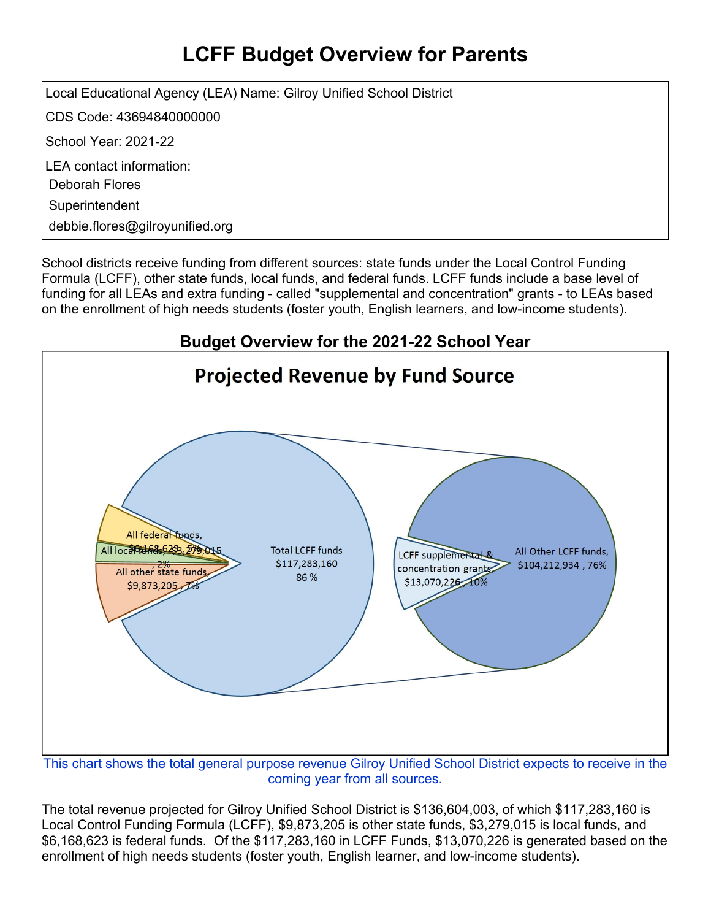# LCFF Budget Overview for Parents

Local Educational Agency (LEA) Name: Gilroy Unified School District

CDS Code: 43694840000000

School Year: 2021-22

LEA contact information:

Deborah Flores

Superintendent

debbie.flores@gilroyunified.org

School districts receive funding from different sources: state funds under the Local Control Funding Formula (LCFF), other state funds, local funds, and federal funds. LCFF funds include a base level of funding for all LEAs and extra funding - called "supplemental and concentration" grants - to LEAs based on the enrollment of high needs students (foster youth, English learners, and low-income students).

## Budget Overview for the 2021-22 School Year

### Projected Revenue by Fund Source

All federal funds, $6,168,623 , 5%

All local funds, $3,279,015 , 2%

All other state funds, $9,873,205 , 7%

Total LCFF funds $117,283,160 86 %

LCFF supplemental & concentration grants, $13,070,226 , 10%

All Other LCFF funds, $104,212,934 , 76%

This chart shows the total general purpose revenue Gilroy Unified School District expects to receive in the coming year from all sources.

The total revenue projected for Gilroy Unified School District is $136,604,003, of which $117,283,160 is Local Control Funding Formula (LCFF), $9,873,205 is other state funds, $3,279,015 is local funds, and $6,168,623 is federal funds. Of the $117,283,160 in LCFF Funds, $13,070,226 is generated based on the enrollment of high needs students (foster youth, English learner, and low-income students).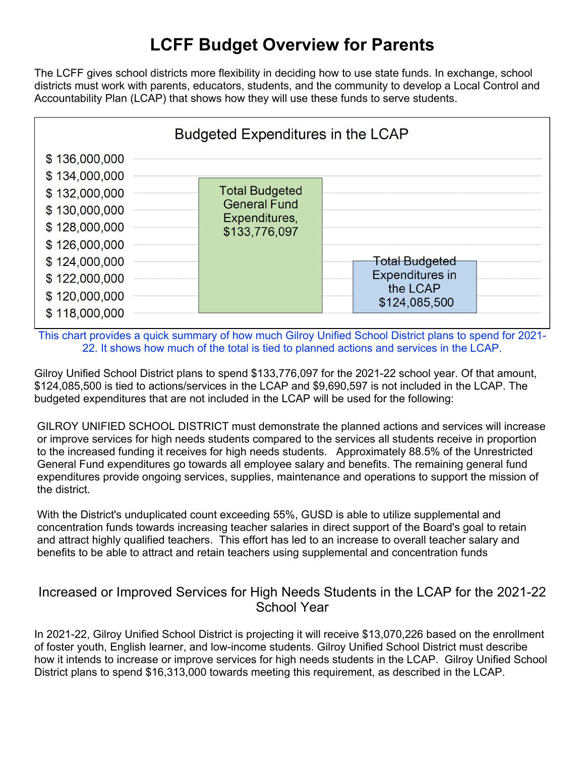# LCFF Budget Overview for Parents

The LCFF gives school districts more flexibility in deciding how to use state funds. In exchange, school districts must work with parents, educators, students, and the community to develop a Local Control and Accountability Plan (LCAP) that shows how they will use these funds to serve students.

### Budgeted Expenditures in the LCAP

| Category | Amount |
|---|---|
| Total Budgeted General Fund Expenditures | $133,776,097 |
| Total Budgeted Expenditures in the LCAP | $124,085,500 |

This chart provides a quick summary of how much Gilroy Unified School District plans to spend for 2021-22. It shows how much of the total is tied to planned actions and services in the LCAP.

Gilroy Unified School District plans to spend $133,776,097 for the 2021-22 school year. Of that amount, $124,085,500 is tied to actions/services in the LCAP and $9,690,597 is not included in the LCAP. The budgeted expenditures that are not included in the LCAP will be used for the following:

GILROY UNIFIED SCHOOL DISTRICT must demonstrate the planned actions and services will increase or improve services for high needs students compared to the services all students receive in proportion to the increased funding it receives for high needs students.  Approximately 88.5% of the Unrestricted General Fund expenditures go towards all employee salary and benefits. The remaining general fund expenditures provide ongoing services, supplies, maintenance and operations to support the mission of the district.

With the District's unduplicated count exceeding 55%, GUSD is able to utilize supplemental and concentration funds towards increasing teacher salaries in direct support of the Board's goal to retain and attract highly qualified teachers.  This effort has led to an increase to overall teacher salary and benefits to be able to attract and retain teachers using supplemental and concentration funds

## Increased or Improved Services for High Needs Students in the LCAP for the 2021-22 School Year

In 2021-22, Gilroy Unified School District is projecting it will receive $13,070,226 based on the enrollment of foster youth, English learner, and low-income students. Gilroy Unified School District must describe how it intends to increase or improve services for high needs students in the LCAP.  Gilroy Unified School District plans to spend $16,313,000 towards meeting this requirement, as described in the LCAP.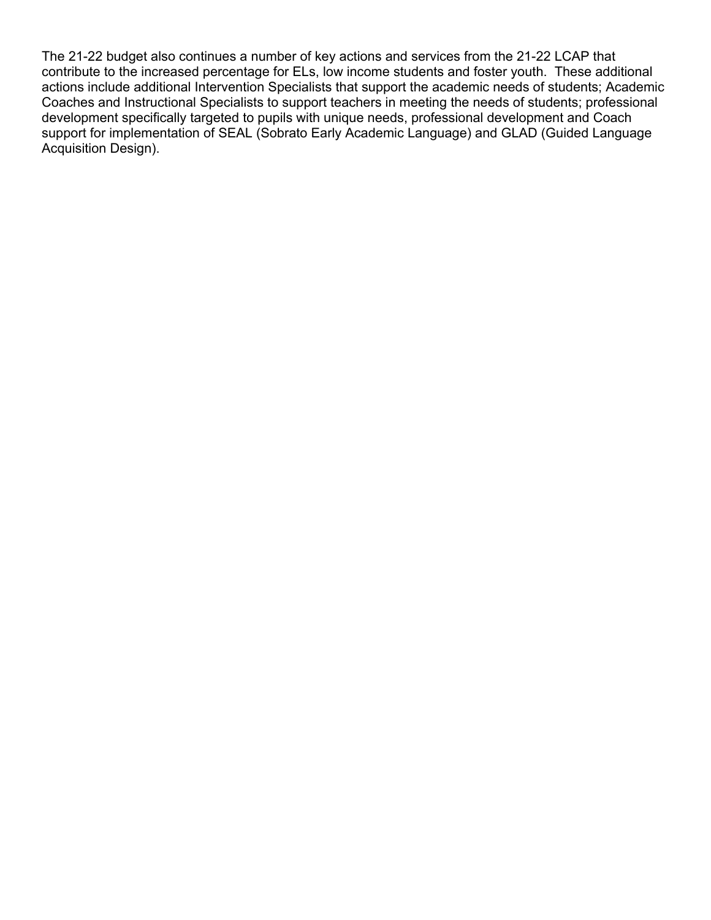The 21-22 budget also continues a number of key actions and services from the 21-22 LCAP that contribute to the increased percentage for ELs, low income students and foster youth.  These additional actions include additional Intervention Specialists that support the academic needs of students; Academic Coaches and Instructional Specialists to support teachers in meeting the needs of students; professional development specifically targeted to pupils with unique needs, professional development and Coach support for implementation of SEAL (Sobrato Early Academic Language) and GLAD (Guided Language Acquisition Design).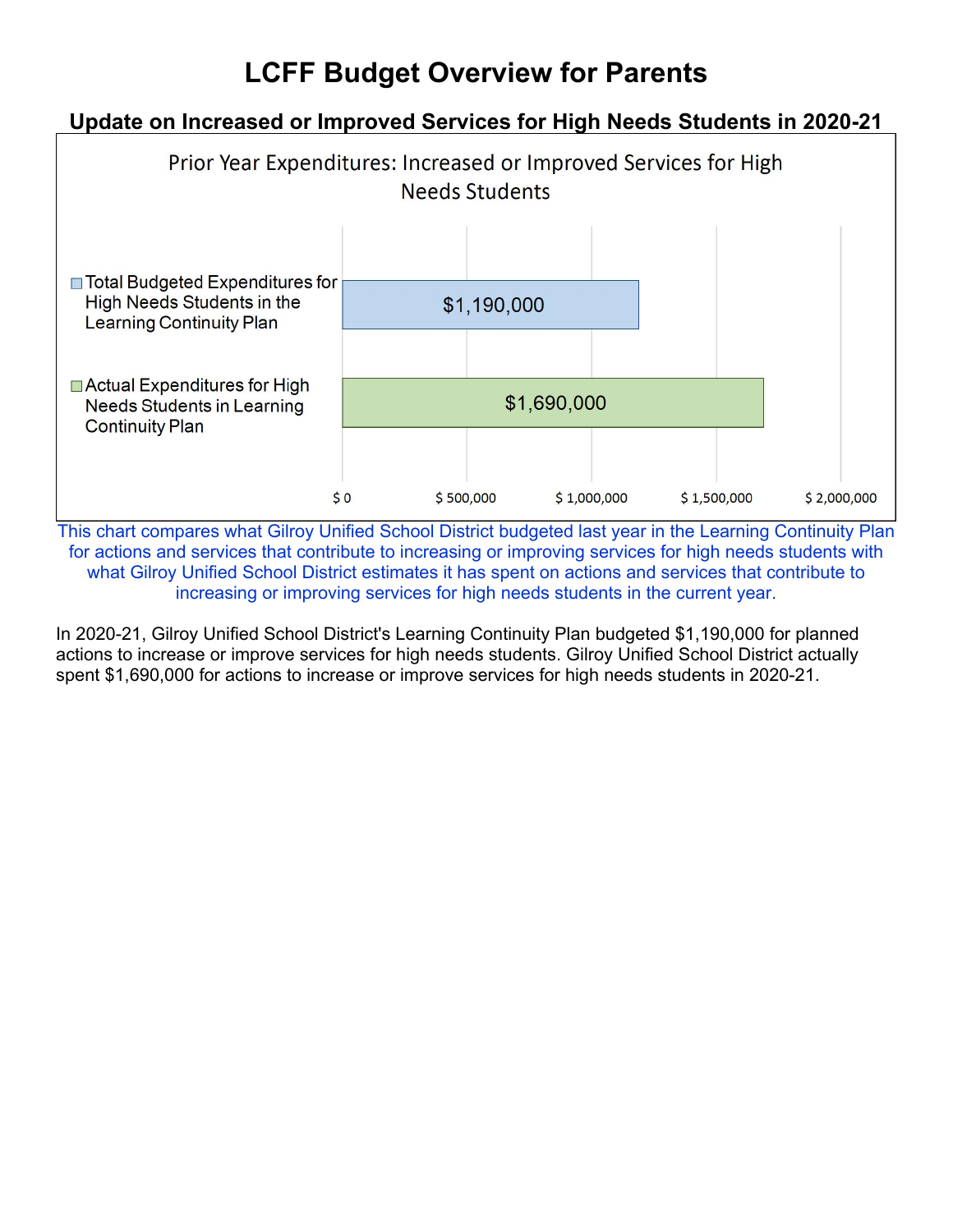# LCFF Budget Overview for Parents

## Update on Increased or Improved Services for High Needs Students in 2020-21

Prior Year Expenditures: Increased or Improved Services for High Needs Students

Total Budgeted Expenditures for High Needs Students in the Learning Continuity Plan

$1,190,000

Actual Expenditures for High Needs Students in Learning Continuity Plan

$1,690,000

$ 0
$ 500,000
$ 1,000,000
$ 1,500,000
$ 2,000,000

This chart compares what Gilroy Unified School District budgeted last year in the Learning Continuity Plan for actions and services that contribute to increasing or improving services for high needs students with what Gilroy Unified School District estimates it has spent on actions and services that contribute to increasing or improving services for high needs students in the current year.

In 2020-21, Gilroy Unified School District's Learning Continuity Plan budgeted $1,190,000 for planned actions to increase or improve services for high needs students. Gilroy Unified School District actually spent $1,690,000 for actions to increase or improve services for high needs students in 2020-21.